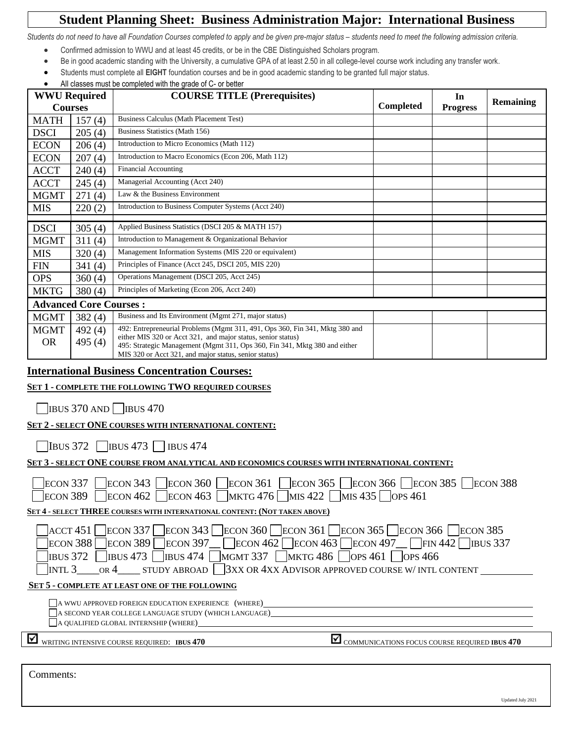# Student Planning Sheet: Business Administration Major: International Business

*Students do not need to have all Foundation Courses completed to apply and be given pre-major status – students need to meet the following admission criteria.*

- Confirmed admission to WWU and at least 45 credits, or be in the CBE Distinguished Scholars program.
- Be in good academic standing with the University, a cumulative GPA of at least 2.50 in all college-level course work including any transfer work.
- Students must complete all **EIGHT** foundation courses and be in good academic standing to be granted full major status.
- All classes must be completed with the grade of C- or better

| WWU Required Courses | | COURSE TITLE (Prerequisites) | Completed | In Progress | Remaining |
|---|---|---|---|---|---|
| MATH | 157 (4) | Business Calculus (Math Placement Test) | | | |
| DSCI | 205 (4) | Business Statistics (Math 156) | | | |
| ECON | 206 (4) | Introduction to Micro Economics (Math 112) | | | |
| ECON | 207 (4) | Introduction to Macro Economics (Econ 206, Math 112) | | | |
| ACCT | 240 (4) | Financial Accounting | | | |
| ACCT | 245 (4) | Managerial Accounting (Acct 240) | | | |
| MGMT | 271 (4) | Law & the Business Environment | | | |
| MIS | 220 (2) | Introduction to Business Computer Systems (Acct 240) | | | |
| | | | | | |
| DSCI | 305 (4) | Applied Business Statistics (DSCI 205 & MATH 157) | | | |
| MGMT | 311 (4) | Introduction to Management & Organizational Behavior | | | |
| MIS | 320 (4) | Management Information Systems (MIS 220 or equivalent) | | | |
| FIN | 341 (4) | Principles of Finance (Acct 245, DSCI 205, MIS 220) | | | |
| OPS | 360 (4) | Operations Management (DSCI 205, Acct 245) | | | |
| MKTG | 380 (4) | Principles of Marketing (Econ 206, Acct 240) | | | |
| **Advanced Core Courses :** | | | | | |
| MGMT | 382 (4) | Business and Its Environment (Mgmt 271, major status) | | | |
| MGMT OR | 492 (4) 495 (4) | 492: Entrepreneurial Problems (Mgmt 311, 491, Ops 360, Fin 341, Mktg 380 and either MIS 320 or Acct 321, and major status, senior status) 495: Strategic Management (Mgmt 311, Ops 360, Fin 341, Mktg 380 and either MIS 320 or Acct 321, and major status, senior status) | | | |

## International Business Concentration Courses:

**SET 1 - COMPLETE THE FOLLOWING TWO REQUIRED COURSES**

☐ IBUS 370 AND ☐ IBUS 470

**SET 2 - SELECT ONE COURSES WITH INTERNATIONAL CONTENT:**

☐ IBUS 372 ☐ IBUS 473 ☐ IBUS 474

**SET 3 - SELECT ONE COURSE FROM ANALYTICAL AND ECONOMICS COURSES WITH INTERNATIONAL CONTENT:**

☐ ECON 337 ☐ ECON 343 ☐ ECON 360 ☐ ECON 361 ☐ ECON 365 ☐ ECON 366 ☐ ECON 385 ☐ ECON 388
☐ ECON 389 ☐ ECON 462 ☐ ECON 463 ☐ MKTG 476 ☐ MIS 422 ☐ MIS 435 ☐ OPS 461

**SET 4 - SELECT THREE COURSES WITH INTERNATIONAL CONTENT: (NOT TAKEN ABOVE)**

☐ ACCT 451 ☐ ECON 337 ☐ ECON 343 ☐ ECON 360 ☐ ECON 361 ☐ ECON 365 ☐ ECON 366 ☐ ECON 385
☐ ECON 388 ☐ ECON 389 ☐ ECON 397__ ☐ ECON 462 ☐ ECON 463 ☐ ECON 497__ ☐ FIN 442 ☐ IBUS 337
☐ IBUS 372 ☐ IBUS 473 ☐ IBUS 474 ☐ MGMT 337 ☐ MKTG 486 ☐ OPS 461 ☐ OPS 466
☐ INTL 3____ OR 4____ STUDY ABROAD ☐ 3XX OR 4XX ADVISOR APPROVED COURSE W/ INTL CONTENT __________

**SET 5 - COMPLETE AT LEAST ONE OF THE FOLLOWING**

☐ A WWU APPROVED FOREIGN EDUCATION EXPERIENCE (WHERE) ______________________________
☐ A SECOND YEAR COLLEGE LANGUAGE STUDY (WHICH LANGUAGE) ______________________________
☐ A QUALIFIED GLOBAL INTERNSHIP (WHERE) ______________________________

☑ WRITING INTENSIVE COURSE REQUIRED: **IBUS 470**

☑ COMMUNICATIONS FOCUS COURSE REQUIRED **IBUS 470**

Comments:

Updated July 2021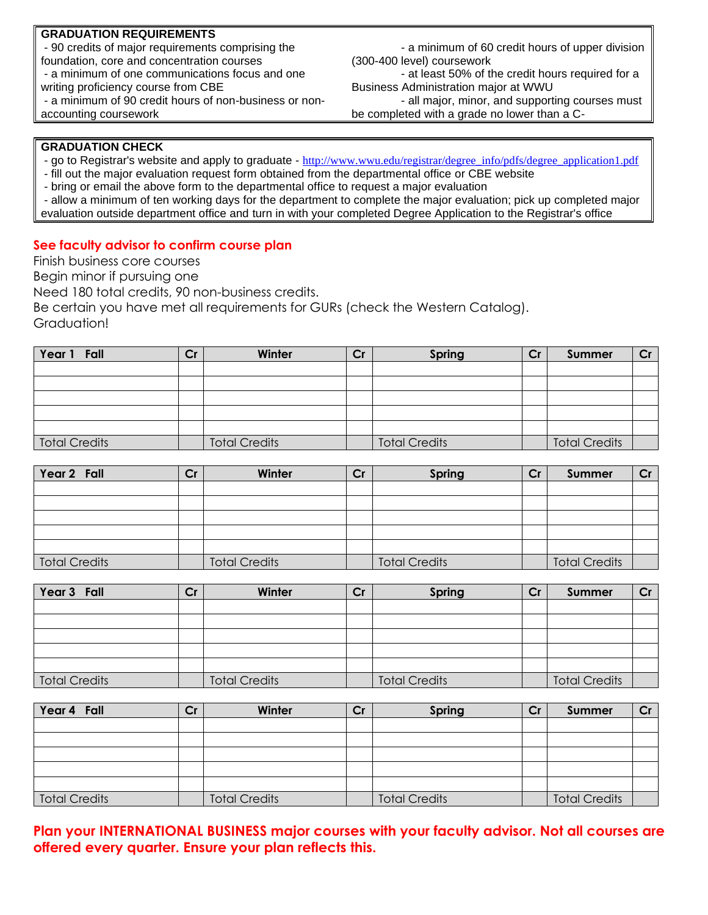## GRADUATION REQUIREMENTS

- 90 credits of major requirements comprising the foundation, core and concentration courses
- a minimum of one communications focus and one writing proficiency course from CBE
- a minimum of 90 credit hours of non-business or non-accounting coursework
- a minimum of 60 credit hours of upper division (300-400 level) coursework
- at least 50% of the credit hours required for a Business Administration major at WWU
- all major, minor, and supporting courses must be completed with a grade no lower than a C-

## GRADUATION CHECK

- go to Registrar's website and apply to graduate - http://www.wwu.edu/registrar/degree_info/pdfs/degree_application1.pdf
- fill out the major evaluation request form obtained from the departmental office or CBE website
- bring or email the above form to the departmental office to request a major evaluation
- allow a minimum of ten working days for the department to complete the major evaluation; pick up completed major evaluation outside department office and turn in with your completed Degree Application to the Registrar's office

**See faculty advisor to confirm course plan**

Finish business core courses
Begin minor if pursuing one
Need 180 total credits, 90 non-business credits.
Be certain you have met all requirements for GURs (check the Western Catalog).
Graduation!

| Year 1 Fall | Cr | Winter | Cr | Spring | Cr | Summer | Cr |
|---|---|---|---|---|---|---|---|
| | | | | | | | |
| | | | | | | | |
| | | | | | | | |
| | | | | | | | |
| | | | | | | | |
| Total Credits | | Total Credits | | Total Credits | | Total Credits | |

| Year 2 Fall | Cr | Winter | Cr | Spring | Cr | Summer | Cr |
|---|---|---|---|---|---|---|---|
| | | | | | | | |
| | | | | | | | |
| | | | | | | | |
| | | | | | | | |
| | | | | | | | |
| Total Credits | | Total Credits | | Total Credits | | Total Credits | |

| Year 3 Fall | Cr | Winter | Cr | Spring | Cr | Summer | Cr |
|---|---|---|---|---|---|---|---|
| | | | | | | | |
| | | | | | | | |
| | | | | | | | |
| | | | | | | | |
| | | | | | | | |
| Total Credits | | Total Credits | | Total Credits | | Total Credits | |

| Year 4 Fall | Cr | Winter | Cr | Spring | Cr | Summer | Cr |
|---|---|---|---|---|---|---|---|
| | | | | | | | |
| | | | | | | | |
| | | | | | | | |
| | | | | | | | |
| | | | | | | | |
| Total Credits | | Total Credits | | Total Credits | | Total Credits | |

**Plan your INTERNATIONAL BUSINESS major courses with your faculty advisor. Not all courses are offered every quarter. Ensure your plan reflects this.**